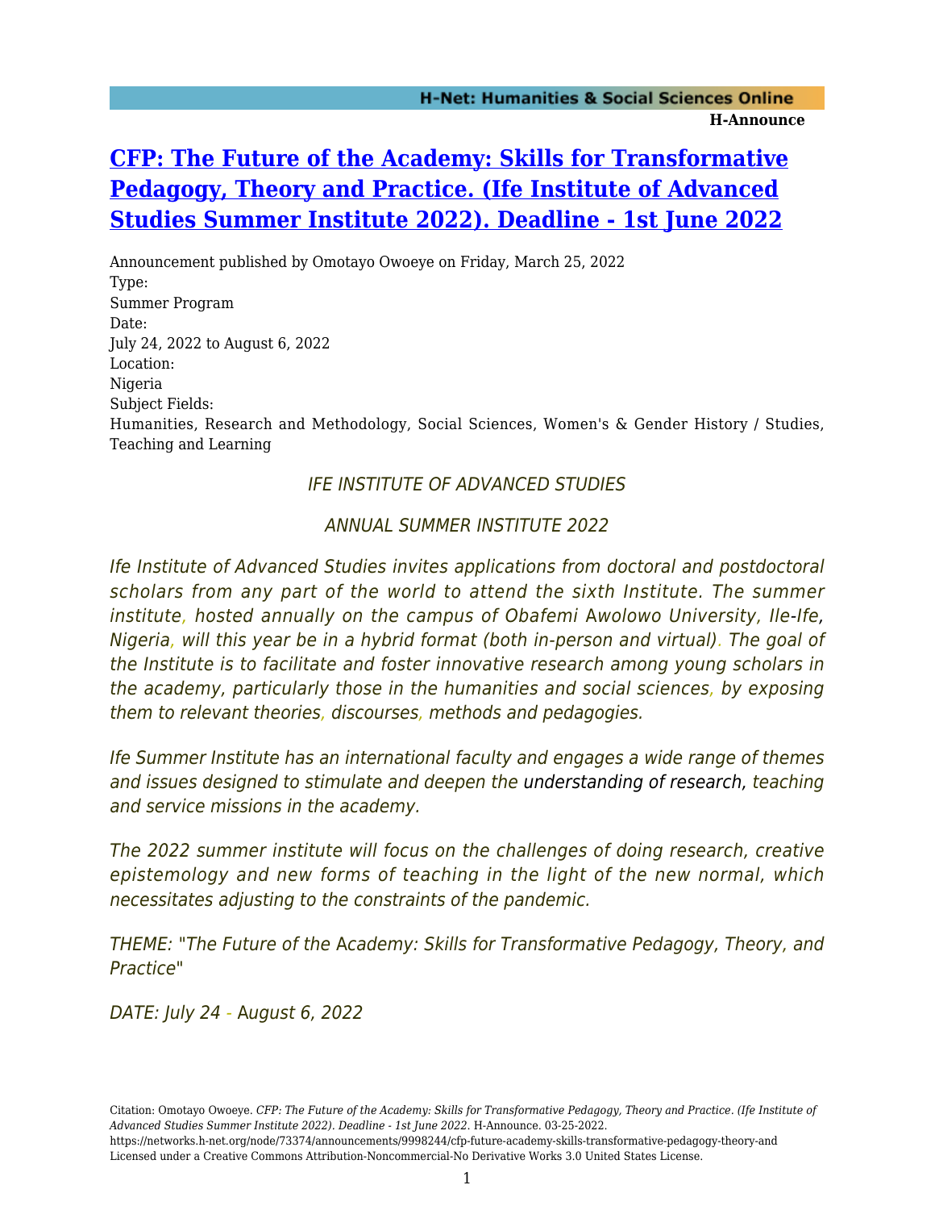# CFP: The Future of the Academy: Skills for Transformative Pedagogy, Theory and Practice. (Ife Institute of Advanced Studies Summer Institute 2022). Deadline - 1st June 2022

Announcement published by Omotayo Owoeye on Friday, March 25, 2022

Type:
Summer Program

Date:
July 24, 2022 to August 6, 2022

Location:
Nigeria

Subject Fields:
Humanities, Research and Methodology, Social Sciences, Women's & Gender History / Studies, Teaching and Learning

*IFE INSTITUTE OF ADVANCED STUDIES*

*ANNUAL SUMMER INSTITUTE 2022*

*Ife Institute of Advanced Studies invites applications from doctoral and postdoctoral scholars from any part of the world to attend the sixth Institute. The summer institute, hosted annually on the campus of Obafemi Awolowo University, Ile-Ife, Nigeria, will this year be in a hybrid format (both in-person and virtual). The goal of the Institute is to facilitate and foster innovative research among young scholars in the academy, particularly those in the humanities and social sciences, by exposing them to relevant theories, discourses, methods and pedagogies.*

*Ife Summer Institute has an international faculty and engages a wide range of themes and issues designed to stimulate and deepen the understanding of research, teaching and service missions in the academy.*

*The 2022 summer institute will focus on the challenges of doing research, creative epistemology and new forms of teaching in the light of the new normal, which necessitates adjusting to the constraints of the pandemic.*

*THEME: "The Future of the Academy: Skills for Transformative Pedagogy, Theory, and Practice"*

*DATE: July 24 - August 6, 2022*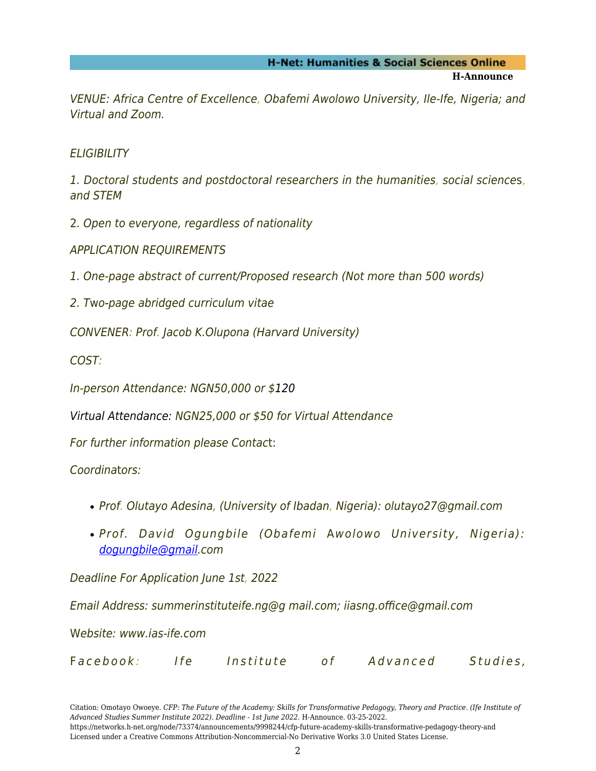*VENUE: Africa Centre of Excellence, Obafemi Awolowo University, Ile-Ife, Nigeria; and Virtual and Zoom.*

*ELIGIBILITY*

*1. Doctoral students and postdoctoral researchers in the humanities, social sciences, and STEM*

2. *Open to everyone, regardless of nationality*

*APPLICATION REQUIREMENTS*

*1. One-page abstract of current/Proposed research (Not more than 500 words)*

*2. Two-page abridged curriculum vitae*

*CONVENER: Prof. Jacob K.Olupona (Harvard University)*

*COST:*

*In-person Attendance: NGN50,000 or $*120

Virtual Attendance: *NGN25,000 or $50 for Virtual Attendance*

*For further information please Contac*t:

*Coordinators:*

- *Prof. Olutayo Adesina, (University of Ibadan, Nigeria): olutayo27@gmail.com*
- *Prof. David Ogungbile (Obafemi Awolowo University, Nigeria): dogungbile@gmail.com*

*Deadline For Application June 1st, 2022*

*Email Address: summerinstituteife.ng@g mail.com; iiasng.office@gmail.com*

*Website: www.ias-ife.com*

F*acebook: Ife Institute of Advanced Studies,*

Citation: Omotayo Owoeye. *CFP: The Future of the Academy: Skills for Transformative Pedagogy, Theory and Practice. (Ife Institute of Advanced Studies Summer Institute 2022). Deadline - 1st June 2022*. H-Announce. 03-25-2022.
https://networks.h-net.org/node/73374/announcements/9998244/cfp-future-academy-skills-transformative-pedagogy-theory-and
Licensed under a Creative Commons Attribution-Noncommercial-No Derivative Works 3.0 United States License.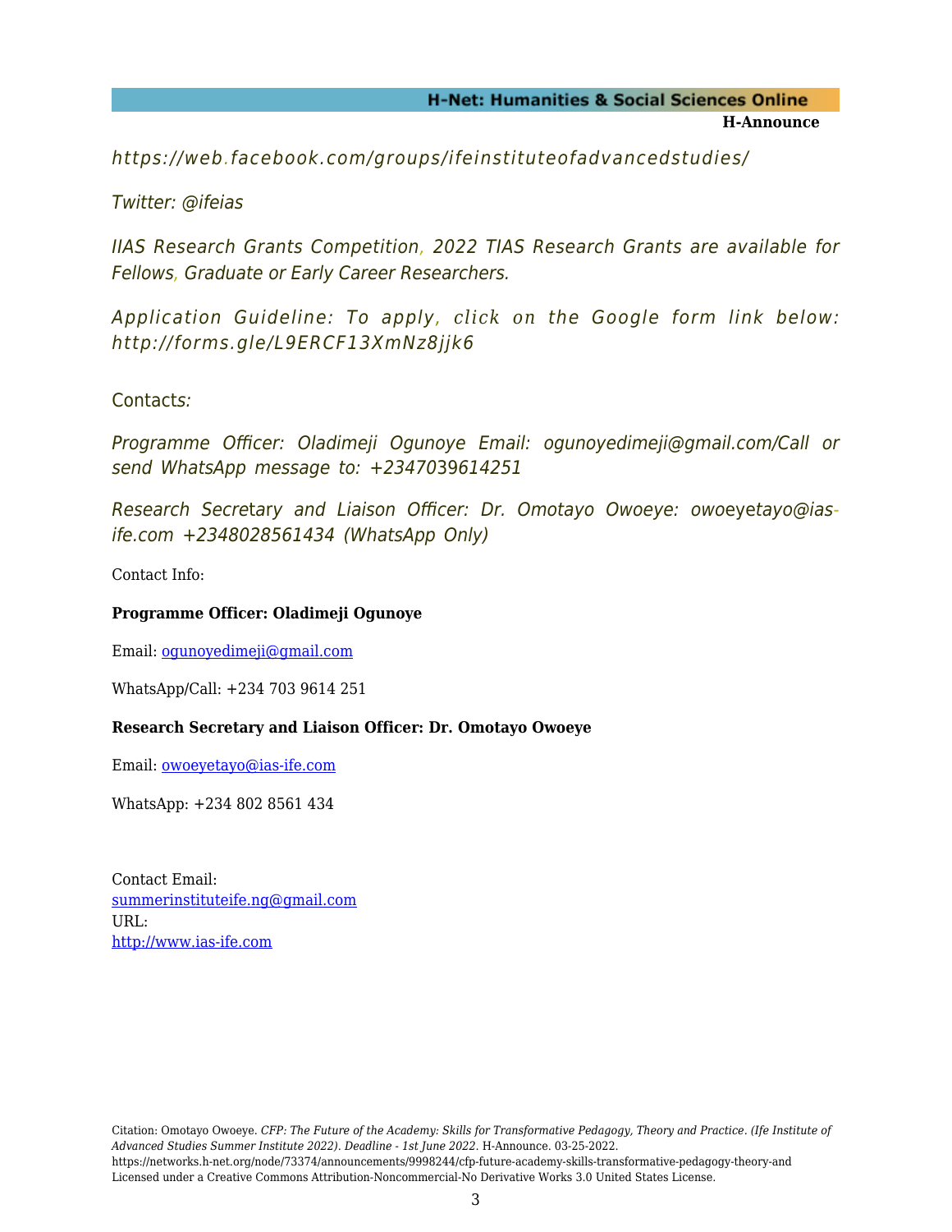*https://web.facebook.com/groups/ifeinstituteofadvancedstudies/*

*Twitter: @ifeias*

*IIAS Research Grants Competition, 2022 TIAS Research Grants are available for Fellows, Graduate or Early Career Researchers.*

*Application Guideline: To apply, click on the Google form link below: http://forms.gle/L9ERCF13XmNz8jjk6*

Contacts*:*

*Programme Officer: Oladimeji Ogunoye Email: ogunoyedimeji@gmail.com/Call or send WhatsApp message to: +2347039614251*

*Research Secretary and Liaison Officer: Dr. Omotayo Owoeye: owoeyetayo@ias-ife.com +2348028561434 (WhatsApp Only)*

Contact Info:

**Programme Officer: Oladimeji Ogunoye**

Email: ogunoyedimeji@gmail.com

WhatsApp/Call: +234 703 9614 251

**Research Secretary and Liaison Officer: Dr. Omotayo Owoeye**

Email: owoeyetayo@ias-ife.com

WhatsApp: +234 802 8561 434

Contact Email:
summerinstituteife.ng@gmail.com
URL:
http://www.ias-ife.com

Citation: Omotayo Owoeye. *CFP: The Future of the Academy: Skills for Transformative Pedagogy, Theory and Practice. (Ife Institute of Advanced Studies Summer Institute 2022). Deadline - 1st June 2022.* H-Announce. 03-25-2022.
https://networks.h-net.org/node/73374/announcements/9998244/cfp-future-academy-skills-transformative-pedagogy-theory-and
Licensed under a Creative Commons Attribution-Noncommercial-No Derivative Works 3.0 United States License.